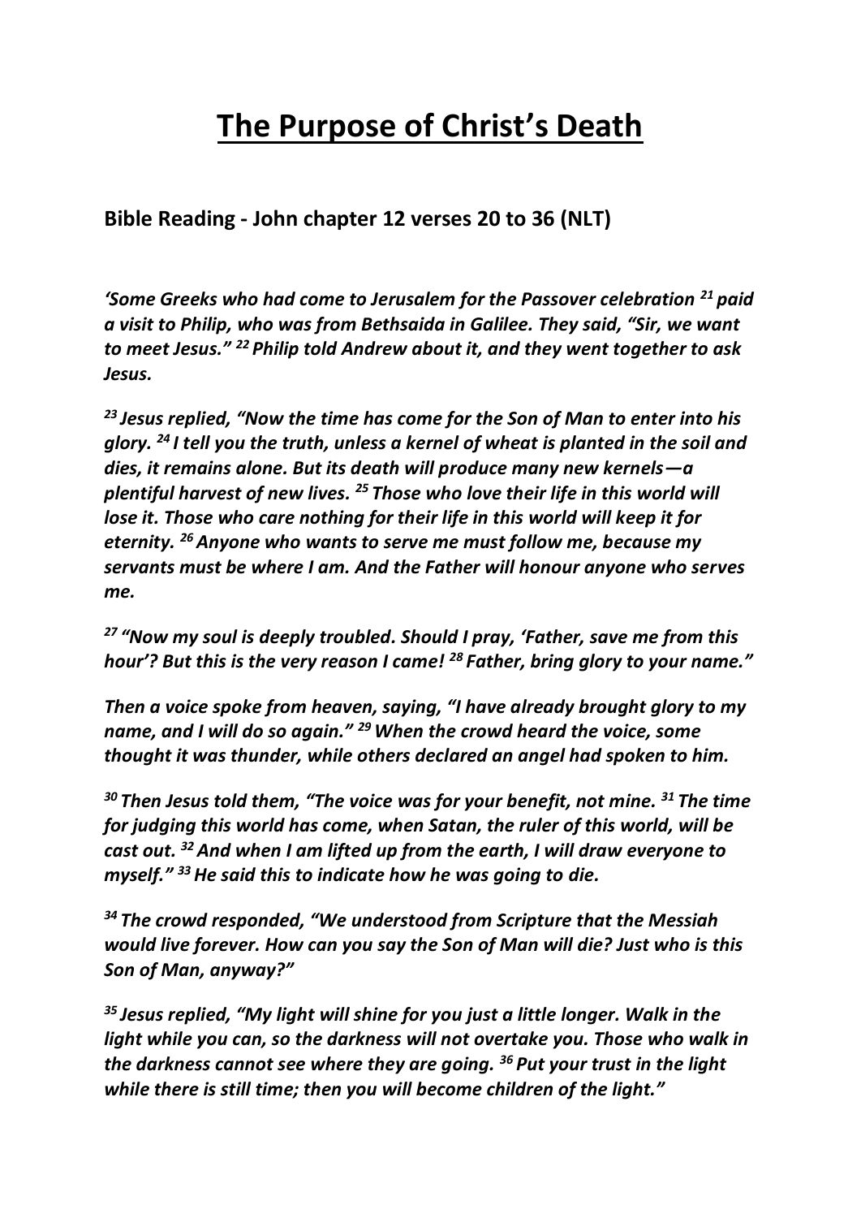# The Purpose of Christ's Death

**Bible Reading - John chapter 12 verses 20 to 36 (NLT)**

***'Some Greeks who had come to Jerusalem for the Passover celebration [21] paid a visit to Philip, who was from Bethsaida in Galilee. They said, "Sir, we want to meet Jesus." [22] Philip told Andrew about it, and they went together to ask Jesus.***

***[23] Jesus replied, "Now the time has come for the Son of Man to enter into his glory. [24] I tell you the truth, unless a kernel of wheat is planted in the soil and dies, it remains alone. But its death will produce many new kernels—a plentiful harvest of new lives. [25] Those who love their life in this world will lose it. Those who care nothing for their life in this world will keep it for eternity. [26] Anyone who wants to serve me must follow me, because my servants must be where I am. And the Father will honour anyone who serves me.***

***[27] "Now my soul is deeply troubled. Should I pray, 'Father, save me from this hour'? But this is the very reason I came! [28] Father, bring glory to your name."***

***Then a voice spoke from heaven, saying, "I have already brought glory to my name, and I will do so again." [29] When the crowd heard the voice, some thought it was thunder, while others declared an angel had spoken to him.***

***[30] Then Jesus told them, "The voice was for your benefit, not mine. [31] The time for judging this world has come, when Satan, the ruler of this world, will be cast out. [32] And when I am lifted up from the earth, I will draw everyone to myself." [33] He said this to indicate how he was going to die.***

***[34] The crowd responded, "We understood from Scripture that the Messiah would live forever. How can you say the Son of Man will die? Just who is this Son of Man, anyway?"***

***[35] Jesus replied, "My light will shine for you just a little longer. Walk in the light while you can, so the darkness will not overtake you. Those who walk in the darkness cannot see where they are going. [36] Put your trust in the light while there is still time; then you will become children of the light."***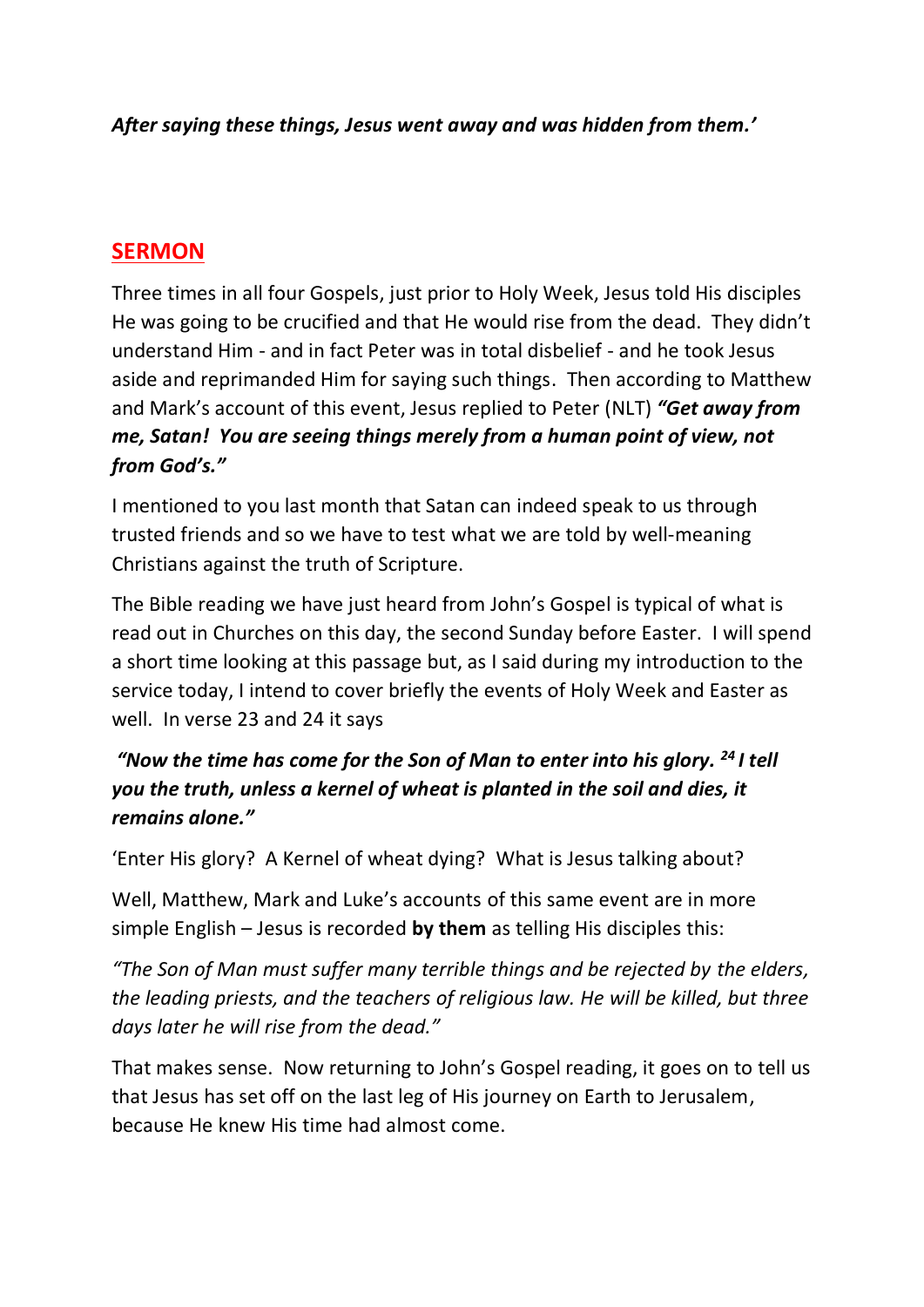***After saying these things, Jesus went away and was hidden from them.'***

## SERMON

Three times in all four Gospels, just prior to Holy Week, Jesus told His disciples He was going to be crucified and that He would rise from the dead. They didn't understand Him - and in fact Peter was in total disbelief - and he took Jesus aside and reprimanded Him for saying such things. Then according to Matthew and Mark's account of this event, Jesus replied to Peter (NLT) ***"Get away from me, Satan! You are seeing things merely from a human point of view, not from God's."***

I mentioned to you last month that Satan can indeed speak to us through trusted friends and so we have to test what we are told by well-meaning Christians against the truth of Scripture.

The Bible reading we have just heard from John's Gospel is typical of what is read out in Churches on this day, the second Sunday before Easter. I will spend a short time looking at this passage but, as I said during my introduction to the service today, I intend to cover briefly the events of Holy Week and Easter as well. In verse 23 and 24 it says

***"Now the time has come for the Son of Man to enter into his glory. [24] I tell you the truth, unless a kernel of wheat is planted in the soil and dies, it remains alone."***

'Enter His glory? A Kernel of wheat dying? What is Jesus talking about?

Well, Matthew, Mark and Luke's accounts of this same event are in more simple English – Jesus is recorded **by them** as telling His disciples this:

*"The Son of Man must suffer many terrible things and be rejected by the elders, the leading priests, and the teachers of religious law. He will be killed, but three days later he will rise from the dead."*

That makes sense. Now returning to John's Gospel reading, it goes on to tell us that Jesus has set off on the last leg of His journey on Earth to Jerusalem, because He knew His time had almost come.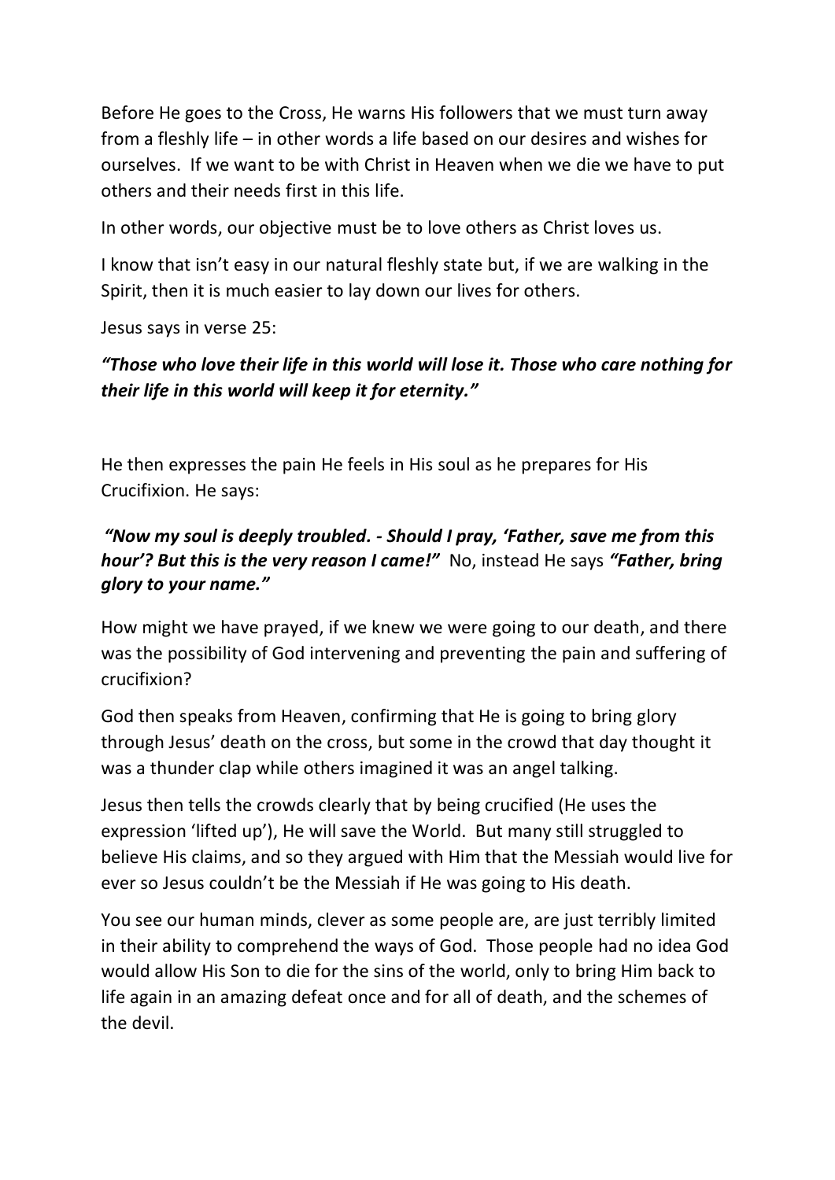Before He goes to the Cross, He warns His followers that we must turn away from a fleshly life – in other words a life based on our desires and wishes for ourselves. If we want to be with Christ in Heaven when we die we have to put others and their needs first in this life.

In other words, our objective must be to love others as Christ loves us.

I know that isn't easy in our natural fleshly state but, if we are walking in the Spirit, then it is much easier to lay down our lives for others.

Jesus says in verse 25:

***"Those who love their life in this world will lose it. Those who care nothing for their life in this world will keep it for eternity."***

He then expresses the pain He feels in His soul as he prepares for His Crucifixion. He says:

***"Now my soul is deeply troubled. - Should I pray, 'Father, save me from this hour'? But this is the very reason I came!"*** No, instead He says ***"Father, bring glory to your name."***

How might we have prayed, if we knew we were going to our death, and there was the possibility of God intervening and preventing the pain and suffering of crucifixion?

God then speaks from Heaven, confirming that He is going to bring glory through Jesus' death on the cross, but some in the crowd that day thought it was a thunder clap while others imagined it was an angel talking.

Jesus then tells the crowds clearly that by being crucified (He uses the expression 'lifted up'), He will save the World. But many still struggled to believe His claims, and so they argued with Him that the Messiah would live for ever so Jesus couldn't be the Messiah if He was going to His death.

You see our human minds, clever as some people are, are just terribly limited in their ability to comprehend the ways of God. Those people had no idea God would allow His Son to die for the sins of the world, only to bring Him back to life again in an amazing defeat once and for all of death, and the schemes of the devil.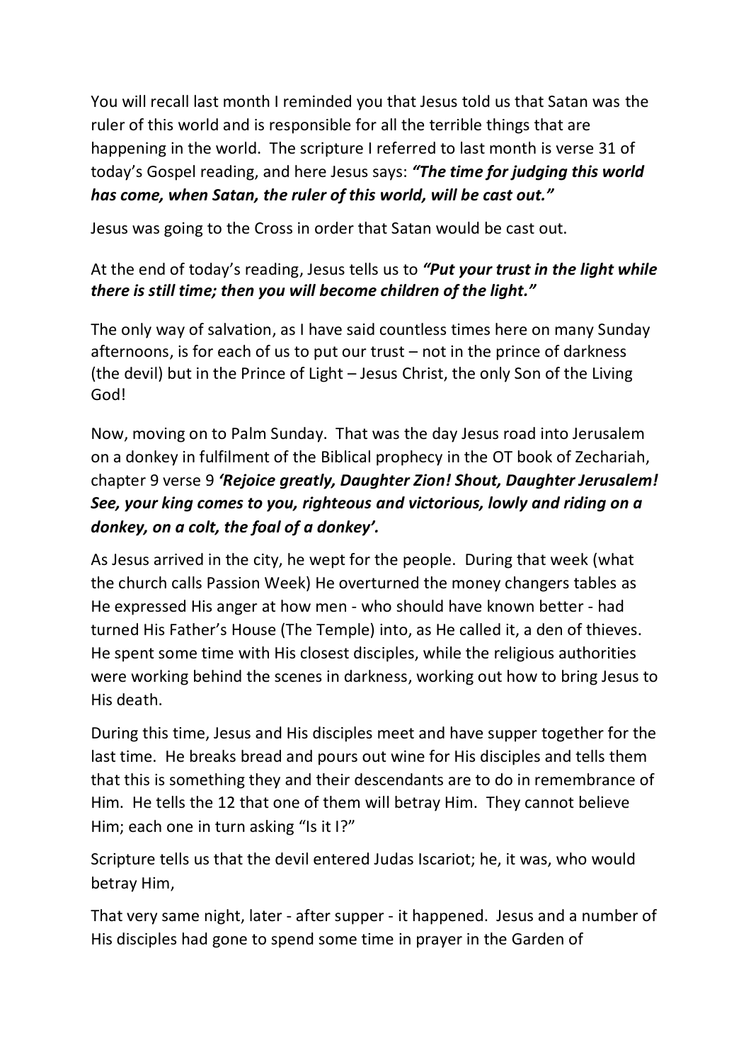You will recall last month I reminded you that Jesus told us that Satan was the ruler of this world and is responsible for all the terrible things that are happening in the world. The scripture I referred to last month is verse 31 of today's Gospel reading, and here Jesus says: ***"The time for judging this world has come, when Satan, the ruler of this world, will be cast out."***

Jesus was going to the Cross in order that Satan would be cast out.

At the end of today's reading, Jesus tells us to ***"Put your trust in the light while there is still time; then you will become children of the light."***

The only way of salvation, as I have said countless times here on many Sunday afternoons, is for each of us to put our trust – not in the prince of darkness (the devil) but in the Prince of Light – Jesus Christ, the only Son of the Living God!

Now, moving on to Palm Sunday. That was the day Jesus road into Jerusalem on a donkey in fulfilment of the Biblical prophecy in the OT book of Zechariah, chapter 9 verse 9 ***'Rejoice greatly, Daughter Zion! Shout, Daughter Jerusalem! See, your king comes to you, righteous and victorious, lowly and riding on a donkey, on a colt, the foal of a donkey'.***

As Jesus arrived in the city, he wept for the people. During that week (what the church calls Passion Week) He overturned the money changers tables as He expressed His anger at how men - who should have known better - had turned His Father's House (The Temple) into, as He called it, a den of thieves. He spent some time with His closest disciples, while the religious authorities were working behind the scenes in darkness, working out how to bring Jesus to His death.

During this time, Jesus and His disciples meet and have supper together for the last time. He breaks bread and pours out wine for His disciples and tells them that this is something they and their descendants are to do in remembrance of Him. He tells the 12 that one of them will betray Him. They cannot believe Him; each one in turn asking "Is it I?"

Scripture tells us that the devil entered Judas Iscariot; he, it was, who would betray Him,

That very same night, later - after supper - it happened. Jesus and a number of His disciples had gone to spend some time in prayer in the Garden of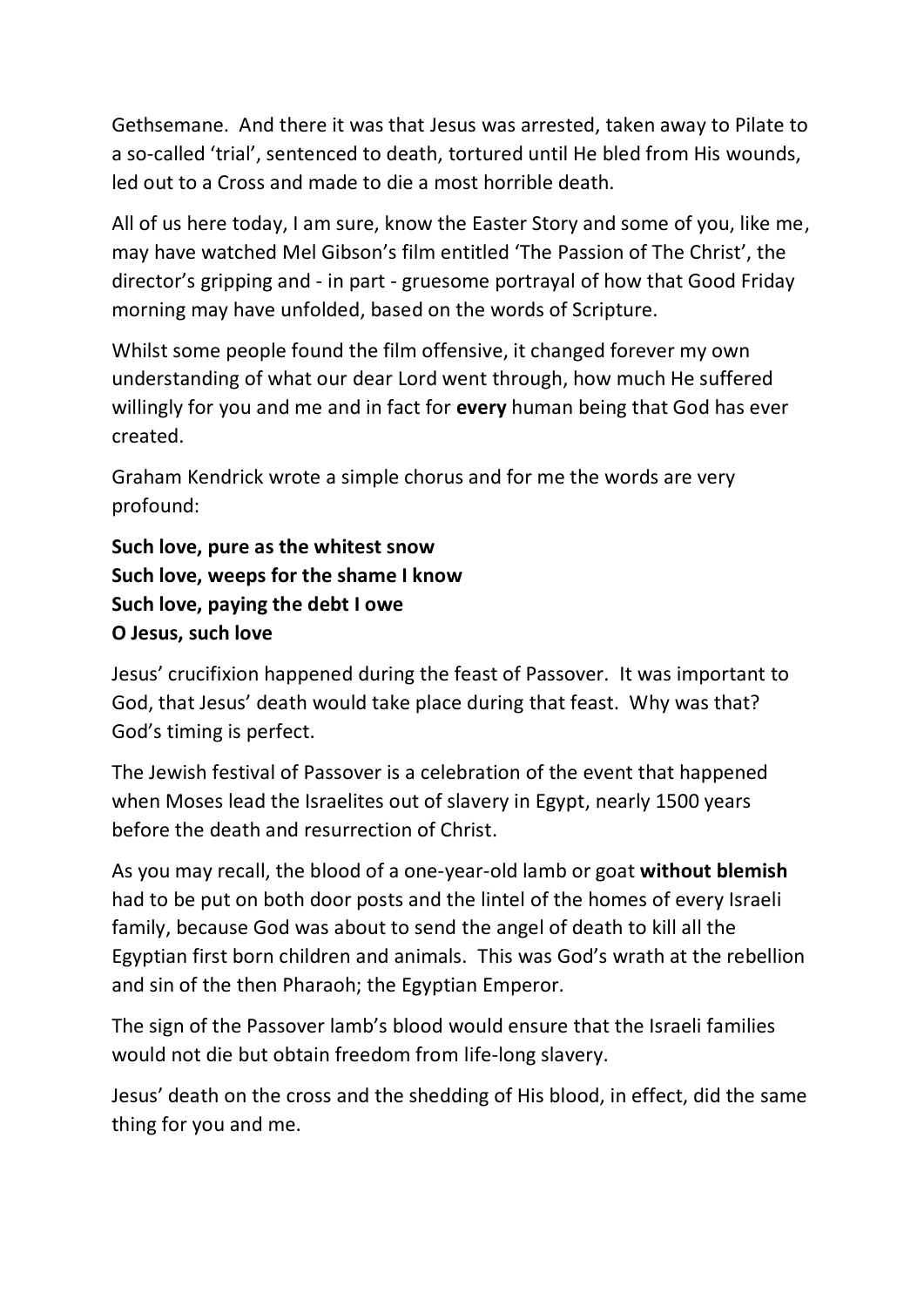Gethsemane. And there it was that Jesus was arrested, taken away to Pilate to a so-called 'trial', sentenced to death, tortured until He bled from His wounds, led out to a Cross and made to die a most horrible death.

All of us here today, I am sure, know the Easter Story and some of you, like me, may have watched Mel Gibson's film entitled 'The Passion of The Christ', the director's gripping and - in part - gruesome portrayal of how that Good Friday morning may have unfolded, based on the words of Scripture.

Whilst some people found the film offensive, it changed forever my own understanding of what our dear Lord went through, how much He suffered willingly for you and me and in fact for **every** human being that God has ever created.

Graham Kendrick wrote a simple chorus and for me the words are very profound:

**Such love, pure as the whitest snow**
**Such love, weeps for the shame I know**
**Such love, paying the debt I owe**
**O Jesus, such love**

Jesus' crucifixion happened during the feast of Passover. It was important to God, that Jesus' death would take place during that feast. Why was that? God's timing is perfect.

The Jewish festival of Passover is a celebration of the event that happened when Moses lead the Israelites out of slavery in Egypt, nearly 1500 years before the death and resurrection of Christ.

As you may recall, the blood of a one-year-old lamb or goat **without blemish** had to be put on both door posts and the lintel of the homes of every Israeli family, because God was about to send the angel of death to kill all the Egyptian first born children and animals. This was God's wrath at the rebellion and sin of the then Pharaoh; the Egyptian Emperor.

The sign of the Passover lamb's blood would ensure that the Israeli families would not die but obtain freedom from life-long slavery.

Jesus' death on the cross and the shedding of His blood, in effect, did the same thing for you and me.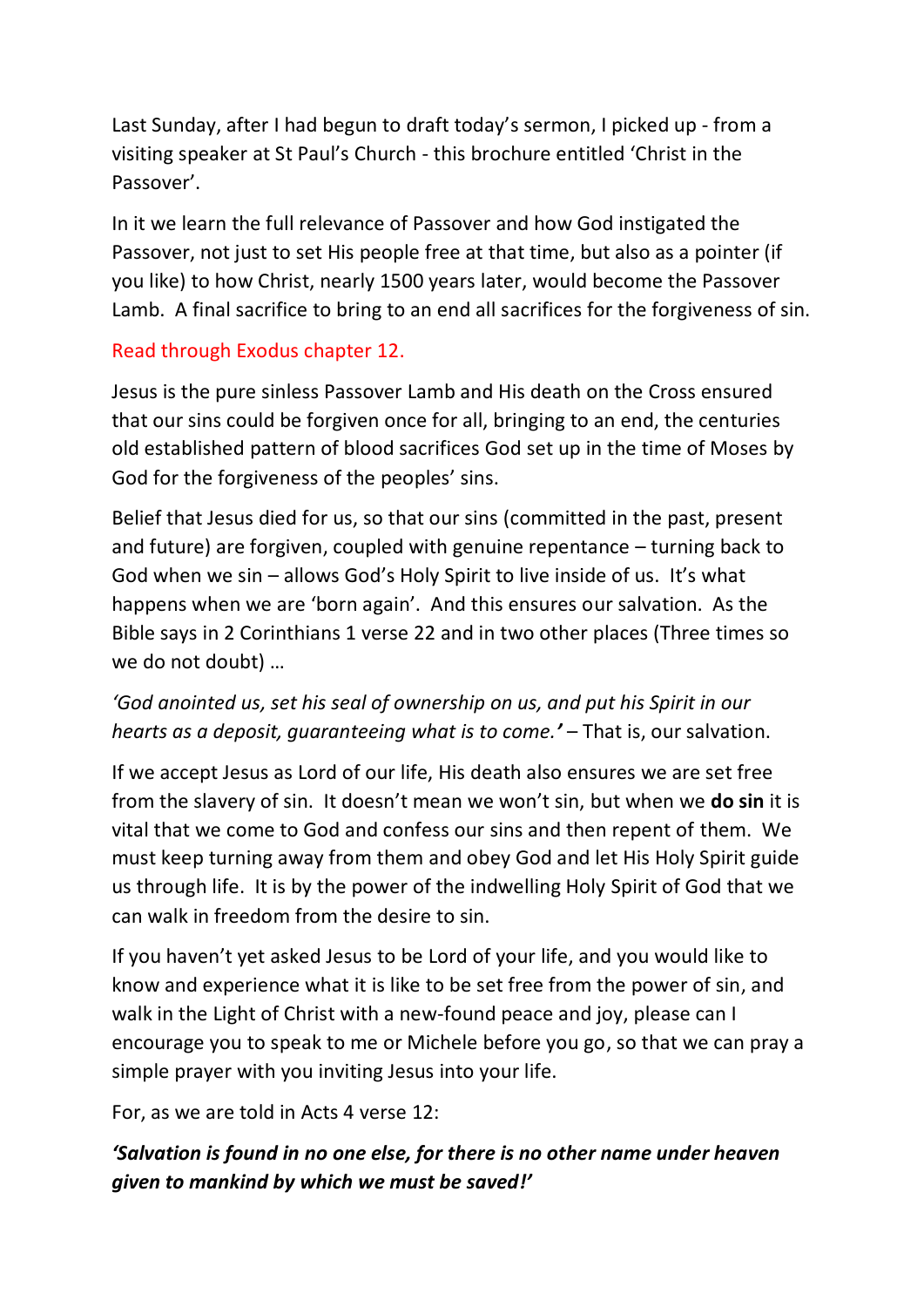Last Sunday, after I had begun to draft today's sermon, I picked up - from a visiting speaker at St Paul's Church - this brochure entitled 'Christ in the Passover'.

In it we learn the full relevance of Passover and how God instigated the Passover, not just to set His people free at that time, but also as a pointer (if you like) to how Christ, nearly 1500 years later, would become the Passover Lamb. A final sacrifice to bring to an end all sacrifices for the forgiveness of sin.

Read through Exodus chapter 12.

Jesus is the pure sinless Passover Lamb and His death on the Cross ensured that our sins could be forgiven once for all, bringing to an end, the centuries old established pattern of blood sacrifices God set up in the time of Moses by God for the forgiveness of the peoples' sins.

Belief that Jesus died for us, so that our sins (committed in the past, present and future) are forgiven, coupled with genuine repentance – turning back to God when we sin – allows God's Holy Spirit to live inside of us. It's what happens when we are 'born again'. And this ensures our salvation. As the Bible says in 2 Corinthians 1 verse 22 and in two other places (Three times so we do not doubt) …

*'God anointed us, set his seal of ownership on us, and put his Spirit in our hearts as a deposit, guaranteeing what is to come.'* – That is, our salvation.

If we accept Jesus as Lord of our life, His death also ensures we are set free from the slavery of sin. It doesn't mean we won't sin, but when we **do sin** it is vital that we come to God and confess our sins and then repent of them. We must keep turning away from them and obey God and let His Holy Spirit guide us through life. It is by the power of the indwelling Holy Spirit of God that we can walk in freedom from the desire to sin.

If you haven't yet asked Jesus to be Lord of your life, and you would like to know and experience what it is like to be set free from the power of sin, and walk in the Light of Christ with a new-found peace and joy, please can I encourage you to speak to me or Michele before you go, so that we can pray a simple prayer with you inviting Jesus into your life.

For, as we are told in Acts 4 verse 12:

***'Salvation is found in no one else, for there is no other name under heaven given to mankind by which we must be saved!'***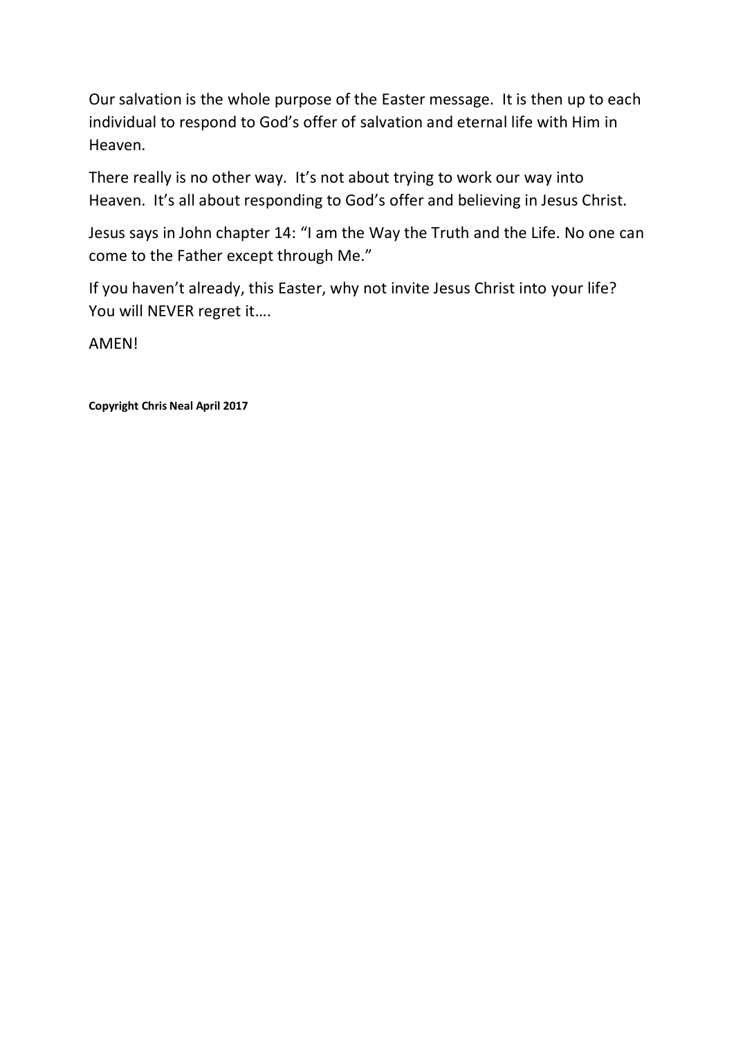Our salvation is the whole purpose of the Easter message. It is then up to each individual to respond to God's offer of salvation and eternal life with Him in Heaven.

There really is no other way. It's not about trying to work our way into Heaven. It's all about responding to God's offer and believing in Jesus Christ.

Jesus says in John chapter 14: "I am the Way the Truth and the Life. No one can come to the Father except through Me."

If you haven't already, this Easter, why not invite Jesus Christ into your life? You will NEVER regret it….

AMEN!

**Copyright Chris Neal April 2017**